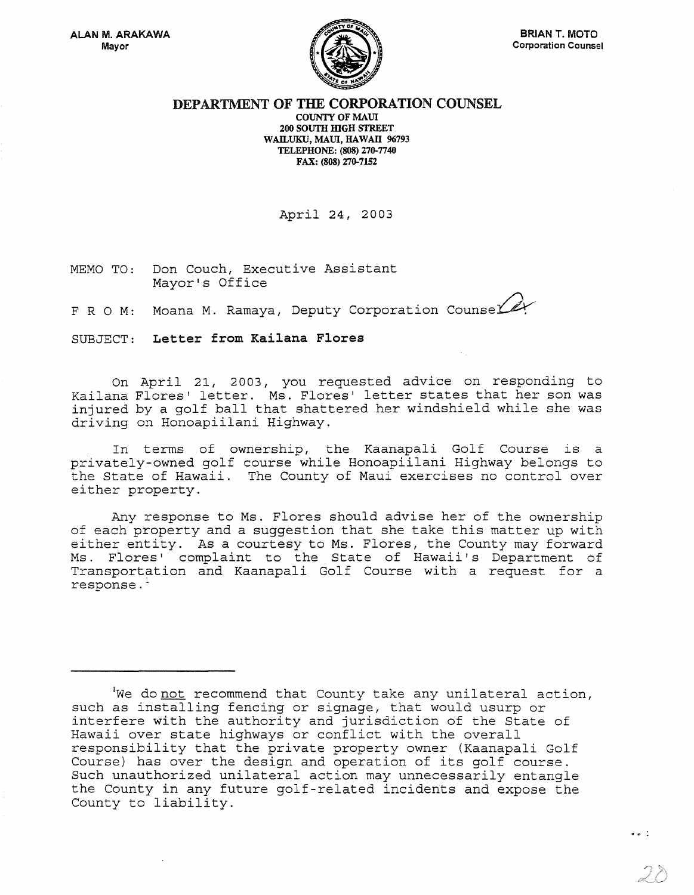ALAN M. ARAKAWA
Mayor

BRIAN T. MOTO
Corporation Counsel

# DEPARTMENT OF THE CORPORATION COUNSEL

COUNTY OF MAUI
200 SOUTH HIGH STREET
WAILUKU, MAUI, HAWAII 96793
TELEPHONE: (808) 270-7740
FAX: (808) 270-7152

April 24, 2003

MEMO TO: Don Couch, Executive Assistant
Mayor's Office

F R O M: Moana M. Ramaya, Deputy Corporation Counsel

SUBJECT: **Letter from Kailana Flores**

On April 21, 2003, you requested advice on responding to Kailana Flores' letter. Ms. Flores' letter states that her son was injured by a golf ball that shattered her windshield while she was driving on Honoapiilani Highway.

In terms of ownership, the Kaanapali Golf Course is a privately-owned golf course while Honoapiilani Highway belongs to the State of Hawaii. The County of Maui exercises no control over either property.

Any response to Ms. Flores should advise her of the ownership of each property and a suggestion that she take this matter up with either entity. As a courtesy to Ms. Flores, the County may forward Ms. Flores' complaint to the State of Hawaii's Department of Transportation and Kaanapali Golf Course with a request for a response.[1]

---

[1]We do not recommend that County take any unilateral action, such as installing fencing or signage, that would usurp or interfere with the authority and jurisdiction of the State of Hawaii over state highways or conflict with the overall responsibility that the private property owner (Kaanapali Golf Course) has over the design and operation of its golf course. Such unauthorized unilateral action may unnecessarily entangle the County in any future golf-related incidents and expose the County to liability.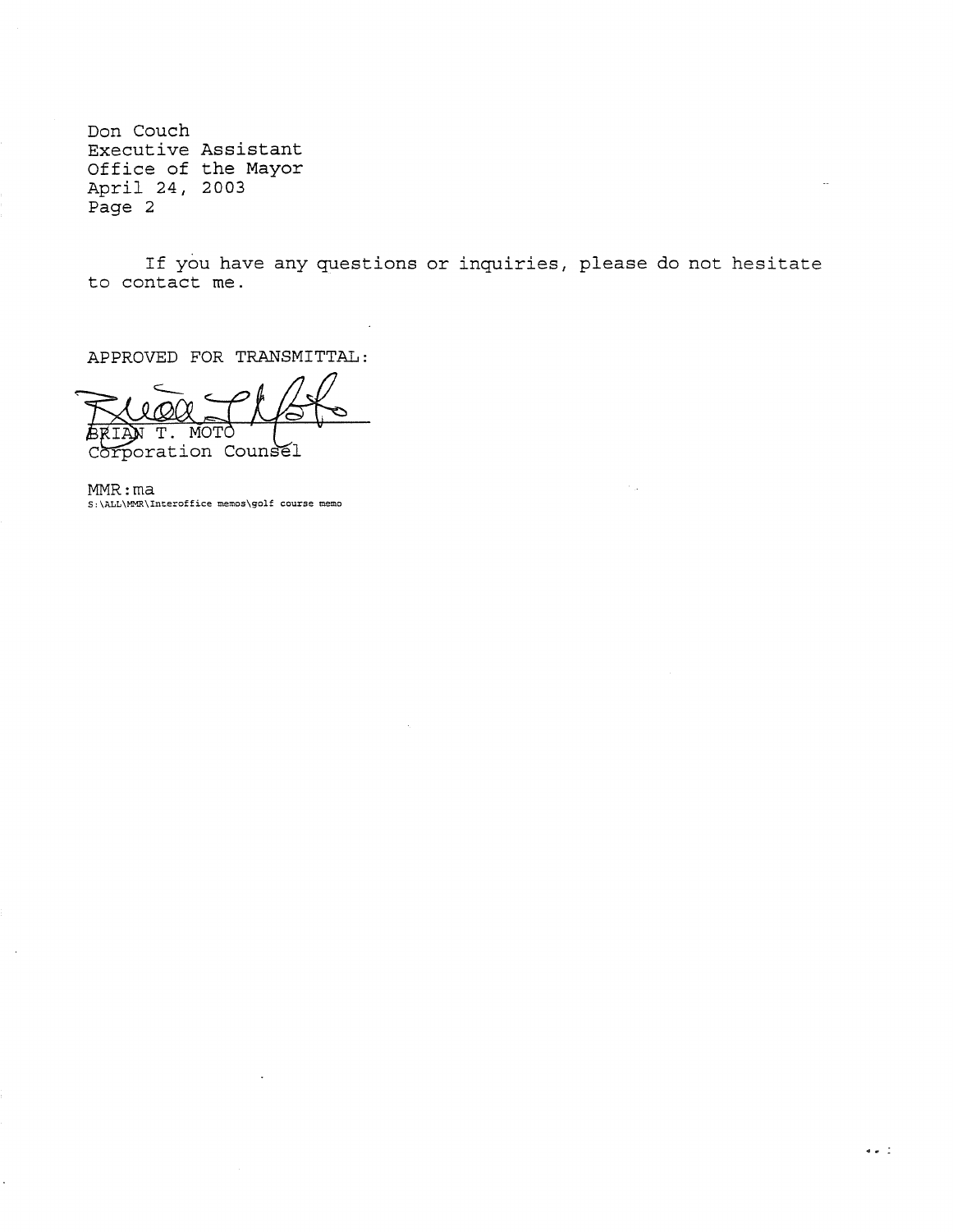Don Couch
Executive Assistant
Office of the Mayor
April 24, 2003
Page 2

If you have any questions or inquiries, please do not hesitate to contact me.

APPROVED FOR TRANSMITTAL:

BRIAN T. MOTO
Corporation Counsel

MMR:ma
S:\ALL\MMR\Interoffice memos\golf course memo